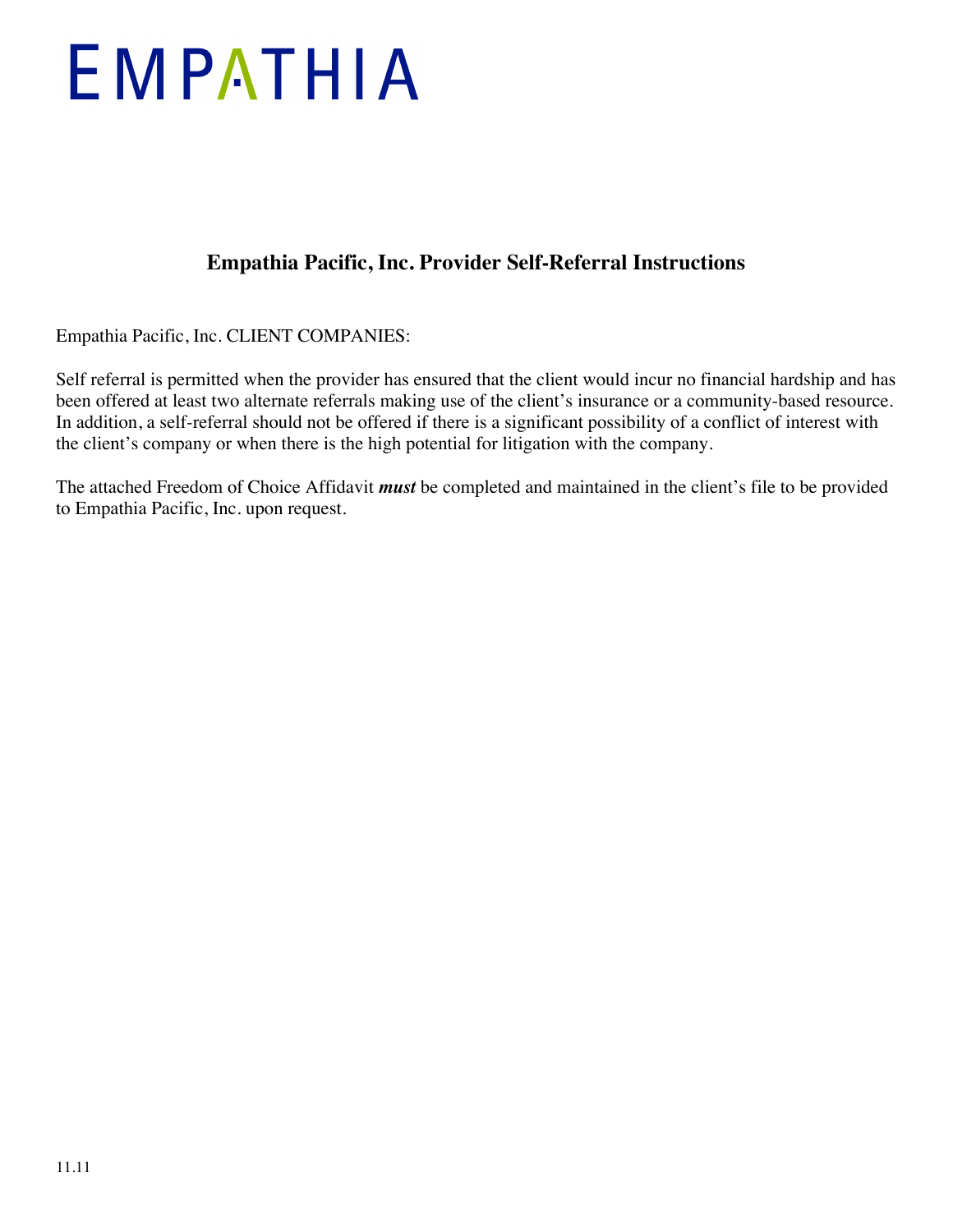EMPATHIA

## Empathia Pacific, Inc. Provider Self-Referral Instructions

Empathia Pacific, Inc. CLIENT COMPANIES:

Self referral is permitted when the provider has ensured that the client would incur no financial hardship and has been offered at least two alternate referrals making use of the client's insurance or a community-based resource. In addition, a self-referral should not be offered if there is a significant possibility of a conflict of interest with the client's company or when there is the high potential for litigation with the company.

The attached Freedom of Choice Affidavit ***must*** be completed and maintained in the client's file to be provided to Empathia Pacific, Inc. upon request.

11.11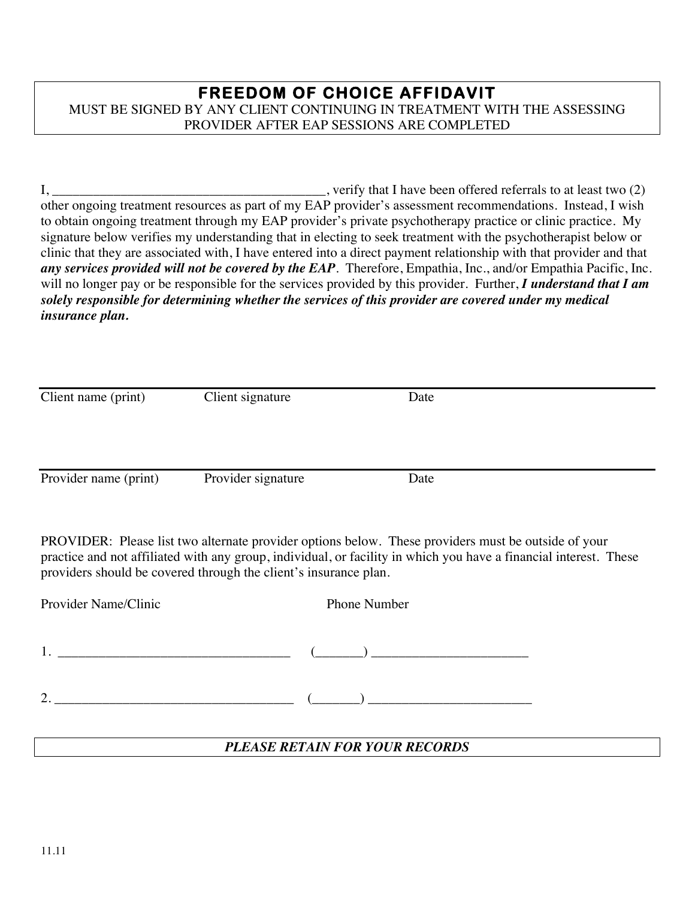# FREEDOM OF CHOICE AFFIDAVIT

MUST BE SIGNED BY ANY CLIENT CONTINUING IN TREATMENT WITH THE ASSESSING PROVIDER AFTER EAP SESSIONS ARE COMPLETED

I, _________________________________________, verify that I have been offered referrals to at least two (2) other ongoing treatment resources as part of my EAP provider's assessment recommendations. Instead, I wish to obtain ongoing treatment through my EAP provider's private psychotherapy practice or clinic practice. My signature below verifies my understanding that in electing to seek treatment with the psychotherapist below or clinic that they are associated with, I have entered into a direct payment relationship with that provider and that ***any services provided will not be covered by the EAP***. Therefore, Empathia, Inc., and/or Empathia Pacific, Inc. will no longer pay or be responsible for the services provided by this provider. Further, ***I understand that I am solely responsible for determining whether the services of this provider are covered under my medical insurance plan.***

_______________________________________________________________________________

Client name (print)    Client signature    Date

_______________________________________________________________________________

Provider name (print)    Provider signature    Date

PROVIDER: Please list two alternate provider options below. These providers must be outside of your practice and not affiliated with any group, individual, or facility in which you have a financial interest. These providers should be covered through the client's insurance plan.

Provider Name/Clinic    Phone Number

1. __________________________________ (_______) ______________________

2. ___________________________________ (_______) ________________________

***PLEASE RETAIN FOR YOUR RECORDS***

11.11